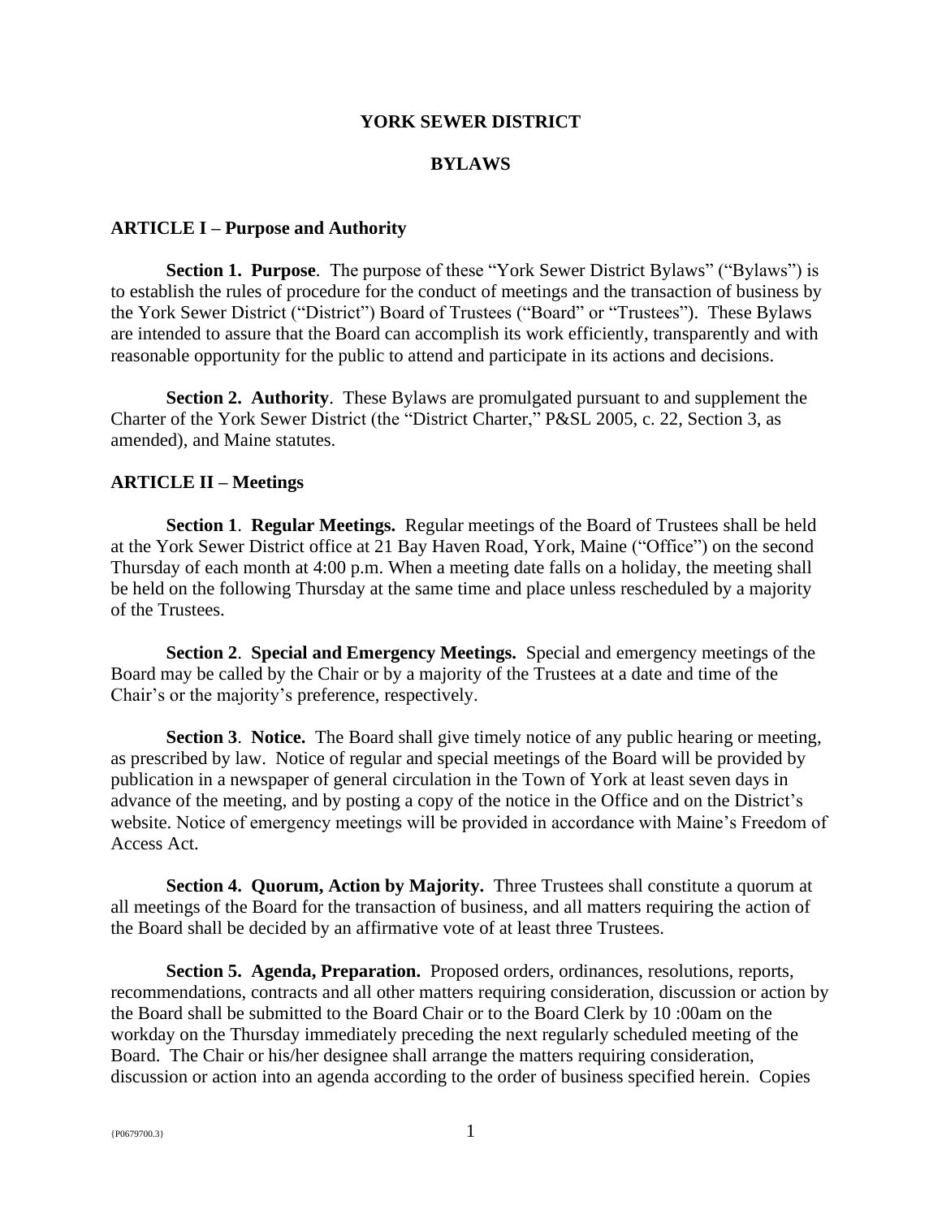# YORK SEWER DISTRICT

## BYLAWS

### ARTICLE I – Purpose and Authority

**Section 1. Purpose**. The purpose of these "York Sewer District Bylaws" ("Bylaws") is to establish the rules of procedure for the conduct of meetings and the transaction of business by the York Sewer District ("District") Board of Trustees ("Board" or "Trustees"). These Bylaws are intended to assure that the Board can accomplish its work efficiently, transparently and with reasonable opportunity for the public to attend and participate in its actions and decisions.

**Section 2. Authority**. These Bylaws are promulgated pursuant to and supplement the Charter of the York Sewer District (the "District Charter," P&SL 2005, c. 22, Section 3, as amended), and Maine statutes.

### ARTICLE II – Meetings

**Section 1**. **Regular Meetings.** Regular meetings of the Board of Trustees shall be held at the York Sewer District office at 21 Bay Haven Road, York, Maine ("Office") on the second Thursday of each month at 4:00 p.m. When a meeting date falls on a holiday, the meeting shall be held on the following Thursday at the same time and place unless rescheduled by a majority of the Trustees.

**Section 2**. **Special and Emergency Meetings.** Special and emergency meetings of the Board may be called by the Chair or by a majority of the Trustees at a date and time of the Chair's or the majority's preference, respectively.

**Section 3**. **Notice.** The Board shall give timely notice of any public hearing or meeting, as prescribed by law. Notice of regular and special meetings of the Board will be provided by publication in a newspaper of general circulation in the Town of York at least seven days in advance of the meeting, and by posting a copy of the notice in the Office and on the District's website. Notice of emergency meetings will be provided in accordance with Maine's Freedom of Access Act.

**Section 4. Quorum, Action by Majority.** Three Trustees shall constitute a quorum at all meetings of the Board for the transaction of business, and all matters requiring the action of the Board shall be decided by an affirmative vote of at least three Trustees.

**Section 5. Agenda, Preparation.** Proposed orders, ordinances, resolutions, reports, recommendations, contracts and all other matters requiring consideration, discussion or action by the Board shall be submitted to the Board Chair or to the Board Clerk by 10 :00am on the workday on the Thursday immediately preceding the next regularly scheduled meeting of the Board. The Chair or his/her designee shall arrange the matters requiring consideration, discussion or action into an agenda according to the order of business specified herein. Copies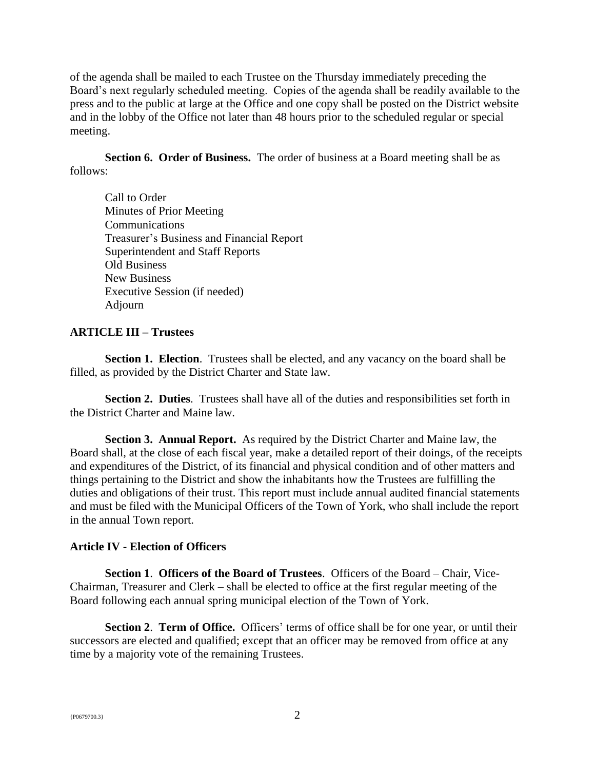of the agenda shall be mailed to each Trustee on the Thursday immediately preceding the Board's next regularly scheduled meeting. Copies of the agenda shall be readily available to the press and to the public at large at the Office and one copy shall be posted on the District website and in the lobby of the Office not later than 48 hours prior to the scheduled regular or special meeting.

**Section 6. Order of Business.** The order of business at a Board meeting shall be as follows:

Call to Order
Minutes of Prior Meeting
Communications
Treasurer's Business and Financial Report
Superintendent and Staff Reports
Old Business
New Business
Executive Session (if needed)
Adjourn

**ARTICLE III – Trustees**

**Section 1. Election**. Trustees shall be elected, and any vacancy on the board shall be filled, as provided by the District Charter and State law.

**Section 2. Duties**. Trustees shall have all of the duties and responsibilities set forth in the District Charter and Maine law.

**Section 3. Annual Report.** As required by the District Charter and Maine law, the Board shall, at the close of each fiscal year, make a detailed report of their doings, of the receipts and expenditures of the District, of its financial and physical condition and of other matters and things pertaining to the District and show the inhabitants how the Trustees are fulfilling the duties and obligations of their trust. This report must include annual audited financial statements and must be filed with the Municipal Officers of the Town of York, who shall include the report in the annual Town report.

**Article IV - Election of Officers**

**Section 1**. **Officers of the Board of Trustees**. Officers of the Board – Chair, Vice-Chairman, Treasurer and Clerk – shall be elected to office at the first regular meeting of the Board following each annual spring municipal election of the Town of York.

**Section 2**. **Term of Office.** Officers' terms of office shall be for one year, or until their successors are elected and qualified; except that an officer may be removed from office at any time by a majority vote of the remaining Trustees.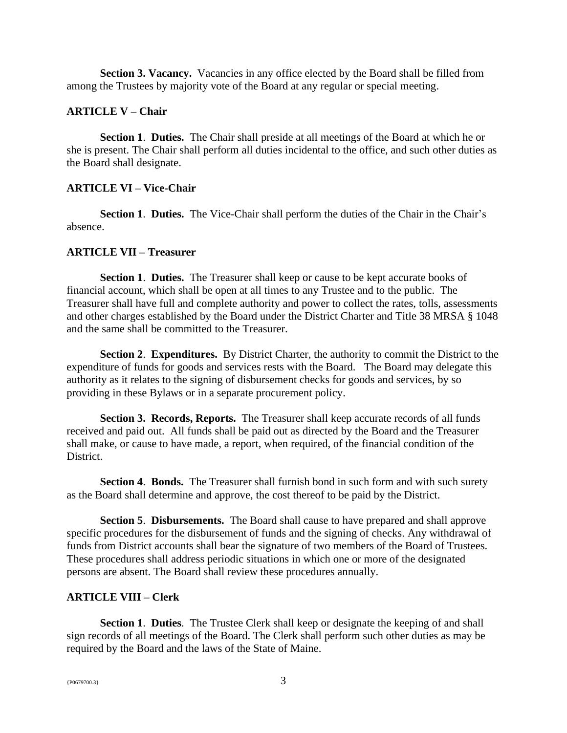**Section 3. Vacancy.** Vacancies in any office elected by the Board shall be filled from among the Trustees by majority vote of the Board at any regular or special meeting.

## ARTICLE V – Chair

**Section 1**. **Duties.** The Chair shall preside at all meetings of the Board at which he or she is present. The Chair shall perform all duties incidental to the office, and such other duties as the Board shall designate.

## ARTICLE VI – Vice-Chair

**Section 1**. **Duties.** The Vice-Chair shall perform the duties of the Chair in the Chair's absence.

## ARTICLE VII – Treasurer

**Section 1**. **Duties.** The Treasurer shall keep or cause to be kept accurate books of financial account, which shall be open at all times to any Trustee and to the public. The Treasurer shall have full and complete authority and power to collect the rates, tolls, assessments and other charges established by the Board under the District Charter and Title 38 MRSA § 1048 and the same shall be committed to the Treasurer.

**Section 2**. **Expenditures.** By District Charter, the authority to commit the District to the expenditure of funds for goods and services rests with the Board. The Board may delegate this authority as it relates to the signing of disbursement checks for goods and services, by so providing in these Bylaws or in a separate procurement policy.

**Section 3. Records, Reports.** The Treasurer shall keep accurate records of all funds received and paid out. All funds shall be paid out as directed by the Board and the Treasurer shall make, or cause to have made, a report, when required, of the financial condition of the District.

**Section 4**. **Bonds.** The Treasurer shall furnish bond in such form and with such surety as the Board shall determine and approve, the cost thereof to be paid by the District.

**Section 5**. **Disbursements.** The Board shall cause to have prepared and shall approve specific procedures for the disbursement of funds and the signing of checks. Any withdrawal of funds from District accounts shall bear the signature of two members of the Board of Trustees. These procedures shall address periodic situations in which one or more of the designated persons are absent. The Board shall review these procedures annually.

## ARTICLE VIII – Clerk

**Section 1**. **Duties**. The Trustee Clerk shall keep or designate the keeping of and shall sign records of all meetings of the Board. The Clerk shall perform such other duties as may be required by the Board and the laws of the State of Maine.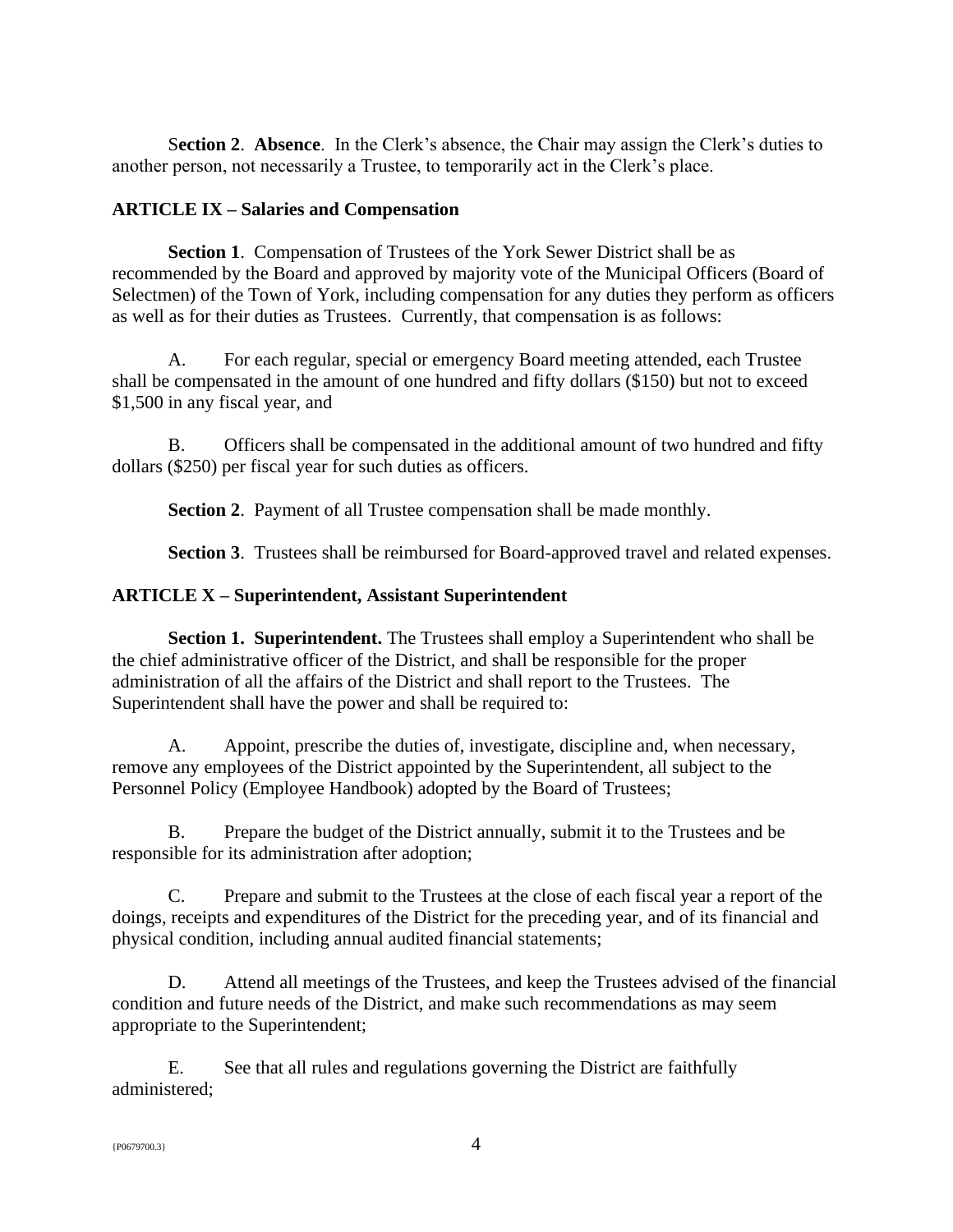**Section 2**. **Absence**. In the Clerk's absence, the Chair may assign the Clerk's duties to another person, not necessarily a Trustee, to temporarily act in the Clerk's place.

**ARTICLE IX – Salaries and Compensation**

**Section 1**. Compensation of Trustees of the York Sewer District shall be as recommended by the Board and approved by majority vote of the Municipal Officers (Board of Selectmen) of the Town of York, including compensation for any duties they perform as officers as well as for their duties as Trustees. Currently, that compensation is as follows:

A. For each regular, special or emergency Board meeting attended, each Trustee shall be compensated in the amount of one hundred and fifty dollars ($150) but not to exceed $1,500 in any fiscal year, and

B. Officers shall be compensated in the additional amount of two hundred and fifty dollars ($250) per fiscal year for such duties as officers.

**Section 2**. Payment of all Trustee compensation shall be made monthly.

**Section 3**. Trustees shall be reimbursed for Board-approved travel and related expenses.

**ARTICLE X – Superintendent, Assistant Superintendent**

**Section 1. Superintendent.** The Trustees shall employ a Superintendent who shall be the chief administrative officer of the District, and shall be responsible for the proper administration of all the affairs of the District and shall report to the Trustees. The Superintendent shall have the power and shall be required to:

A. Appoint, prescribe the duties of, investigate, discipline and, when necessary, remove any employees of the District appointed by the Superintendent, all subject to the Personnel Policy (Employee Handbook) adopted by the Board of Trustees;

B. Prepare the budget of the District annually, submit it to the Trustees and be responsible for its administration after adoption;

C. Prepare and submit to the Trustees at the close of each fiscal year a report of the doings, receipts and expenditures of the District for the preceding year, and of its financial and physical condition, including annual audited financial statements;

D. Attend all meetings of the Trustees, and keep the Trustees advised of the financial condition and future needs of the District, and make such recommendations as may seem appropriate to the Superintendent;

E. See that all rules and regulations governing the District are faithfully administered;

{P0679700.3}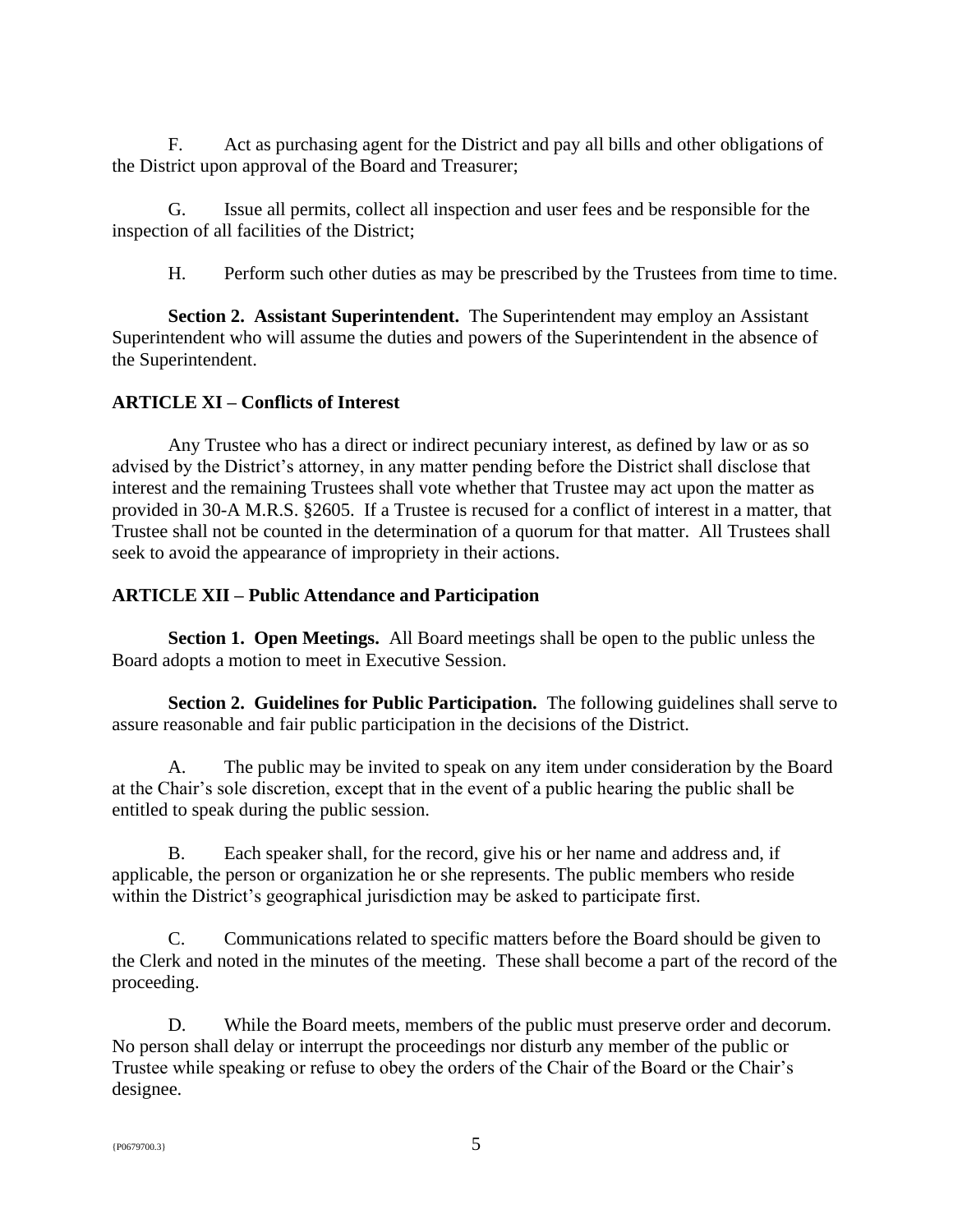F. Act as purchasing agent for the District and pay all bills and other obligations of the District upon approval of the Board and Treasurer;

G. Issue all permits, collect all inspection and user fees and be responsible for the inspection of all facilities of the District;

H. Perform such other duties as may be prescribed by the Trustees from time to time.

**Section 2. Assistant Superintendent.** The Superintendent may employ an Assistant Superintendent who will assume the duties and powers of the Superintendent in the absence of the Superintendent.

## ARTICLE XI – Conflicts of Interest

Any Trustee who has a direct or indirect pecuniary interest, as defined by law or as so advised by the District's attorney, in any matter pending before the District shall disclose that interest and the remaining Trustees shall vote whether that Trustee may act upon the matter as provided in 30-A M.R.S. §2605. If a Trustee is recused for a conflict of interest in a matter, that Trustee shall not be counted in the determination of a quorum for that matter. All Trustees shall seek to avoid the appearance of impropriety in their actions.

## ARTICLE XII – Public Attendance and Participation

**Section 1. Open Meetings.** All Board meetings shall be open to the public unless the Board adopts a motion to meet in Executive Session.

**Section 2. Guidelines for Public Participation.** The following guidelines shall serve to assure reasonable and fair public participation in the decisions of the District.

A. The public may be invited to speak on any item under consideration by the Board at the Chair's sole discretion, except that in the event of a public hearing the public shall be entitled to speak during the public session.

B. Each speaker shall, for the record, give his or her name and address and, if applicable, the person or organization he or she represents. The public members who reside within the District's geographical jurisdiction may be asked to participate first.

C. Communications related to specific matters before the Board should be given to the Clerk and noted in the minutes of the meeting. These shall become a part of the record of the proceeding.

D. While the Board meets, members of the public must preserve order and decorum. No person shall delay or interrupt the proceedings nor disturb any member of the public or Trustee while speaking or refuse to obey the orders of the Chair of the Board or the Chair's designee.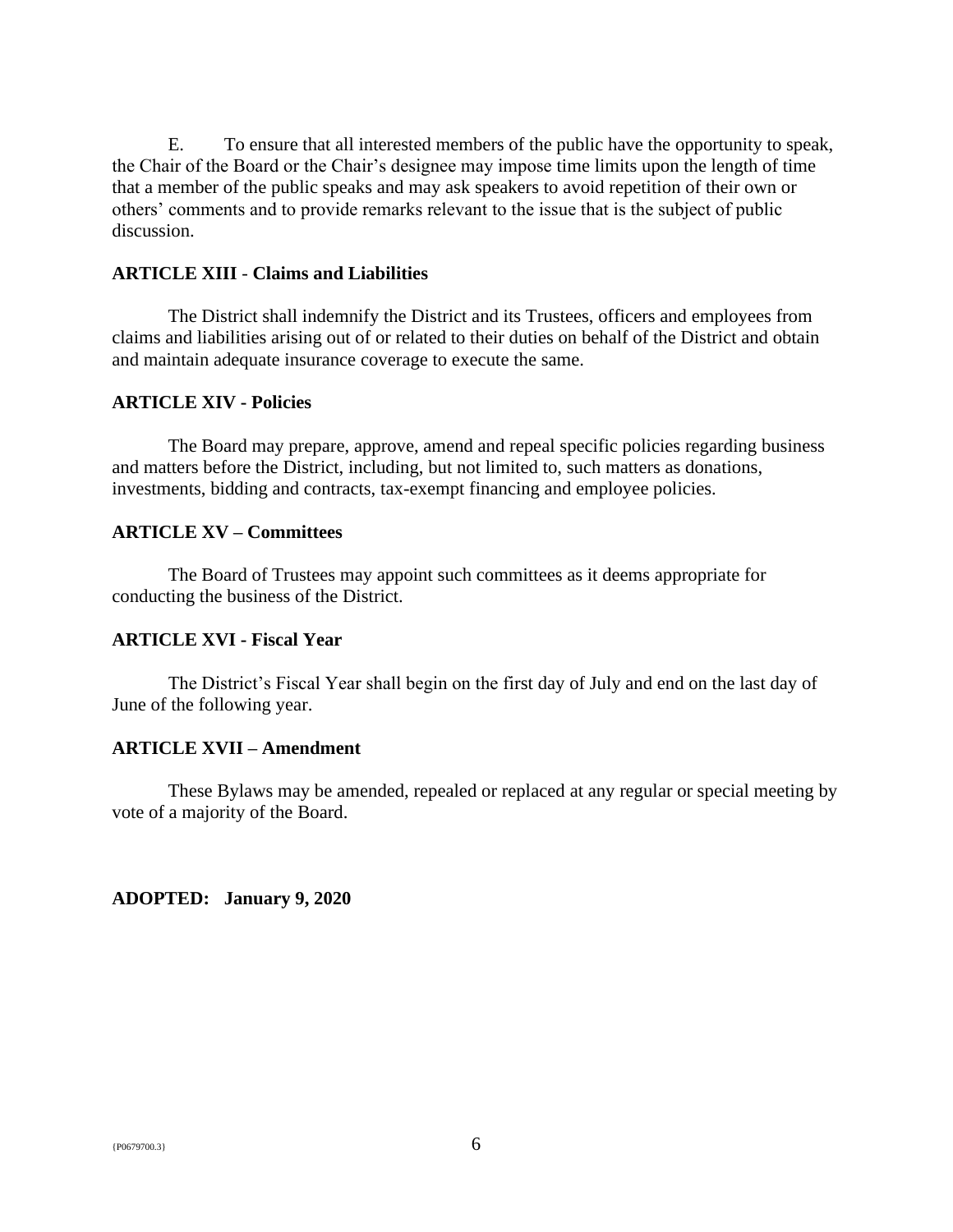E. To ensure that all interested members of the public have the opportunity to speak, the Chair of the Board or the Chair's designee may impose time limits upon the length of time that a member of the public speaks and may ask speakers to avoid repetition of their own or others' comments and to provide remarks relevant to the issue that is the subject of public discussion.

**ARTICLE XIII - Claims and Liabilities**

The District shall indemnify the District and its Trustees, officers and employees from claims and liabilities arising out of or related to their duties on behalf of the District and obtain and maintain adequate insurance coverage to execute the same.

**ARTICLE XIV - Policies**

The Board may prepare, approve, amend and repeal specific policies regarding business and matters before the District, including, but not limited to, such matters as donations, investments, bidding and contracts, tax-exempt financing and employee policies.

**ARTICLE XV – Committees**

The Board of Trustees may appoint such committees as it deems appropriate for conducting the business of the District.

**ARTICLE XVI - Fiscal Year**

The District's Fiscal Year shall begin on the first day of July and end on the last day of June of the following year.

**ARTICLE XVII – Amendment**

These Bylaws may be amended, repealed or replaced at any regular or special meeting by vote of a majority of the Board.

**ADOPTED: January 9, 2020**

{P0679700.3}